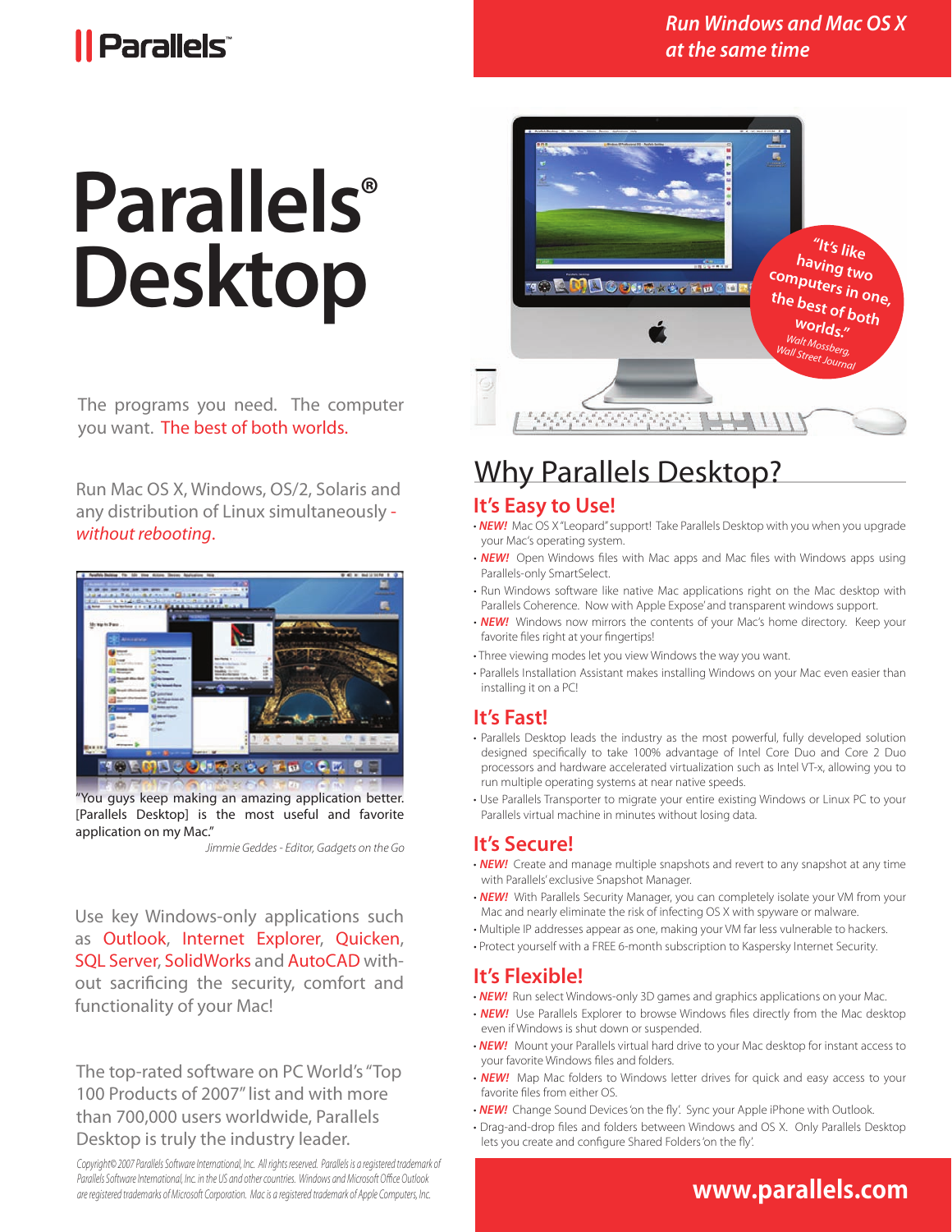Parallels

*Run Windows and Mac OS X at the same time*

# Parallels® Desktop

"It's like having two computers in one, the best of both worlds." *Walt Mossberg, Wall Street Journal*

The programs you need. The computer you want. The best of both worlds.

Run Mac OS X, Windows, OS/2, Solaris and any distribution of Linux simultaneously - *without rebooting*.

"You guys keep making an amazing application better. [Parallels Desktop] is the most useful and favorite application on my Mac."

*Jimmie Geddes - Editor, Gadgets on the Go*

Use key Windows-only applications such as Outlook, Internet Explorer, Quicken, SQL Server, SolidWorks and AutoCAD without sacrificing the security, comfort and functionality of your Mac!

The top-rated software on PC World's "Top 100 Products of 2007" list and with more than 700,000 users worldwide, Parallels Desktop is truly the industry leader.

*Copyright© 2007 Parallels Software International, Inc. All rights reserved. Parallels is a registered trademark of Parallels Software International, Inc. in the US and other countries. Windows and Microsoft Office Outlook are registered trademarks of Microsoft Corporation. Mac is a registered trademark of Apple Computers, Inc.*

## Why Parallels Desktop?

### It's Easy to Use!

- ***NEW!*** Mac OS X "Leopard" support! Take Parallels Desktop with you when you upgrade your Mac's operating system.
- ***NEW!*** Open Windows files with Mac apps and Mac files with Windows apps using Parallels-only SmartSelect.
- Run Windows software like native Mac applications right on the Mac desktop with Parallels Coherence. Now with Apple Expose' and transparent windows support.
- ***NEW!*** Windows now mirrors the contents of your Mac's home directory. Keep your favorite files right at your fingertips!
- Three viewing modes let you view Windows the way you want.
- Parallels Installation Assistant makes installing Windows on your Mac even easier than installing it on a PC!

### It's Fast!

- Parallels Desktop leads the industry as the most powerful, fully developed solution designed specifically to take 100% advantage of Intel Core Duo and Core 2 Duo processors and hardware accelerated virtualization such as Intel VT-x, allowing you to run multiple operating systems at near native speeds.
- Use Parallels Transporter to migrate your entire existing Windows or Linux PC to your Parallels virtual machine in minutes without losing data.

### It's Secure!

- ***NEW!*** Create and manage multiple snapshots and revert to any snapshot at any time with Parallels' exclusive Snapshot Manager.
- ***NEW!*** With Parallels Security Manager, you can completely isolate your VM from your Mac and nearly eliminate the risk of infecting OS X with spyware or malware.
- Multiple IP addresses appear as one, making your VM far less vulnerable to hackers.
- Protect yourself with a FREE 6-month subscription to Kaspersky Internet Security.

### It's Flexible!

- ***NEW!*** Run select Windows-only 3D games and graphics applications on your Mac.
- ***NEW!*** Use Parallels Explorer to browse Windows files directly from the Mac desktop even if Windows is shut down or suspended.
- ***NEW!*** Mount your Parallels virtual hard drive to your Mac desktop for instant access to your favorite Windows files and folders.
- ***NEW!*** Map Mac folders to Windows letter drives for quick and easy access to your favorite files from either OS.
- ***NEW!*** Change Sound Devices 'on the fly'. Sync your Apple iPhone with Outlook.
- Drag-and-drop files and folders between Windows and OS X. Only Parallels Desktop lets you create and configure Shared Folders 'on the fly'.

**www.parallels.com**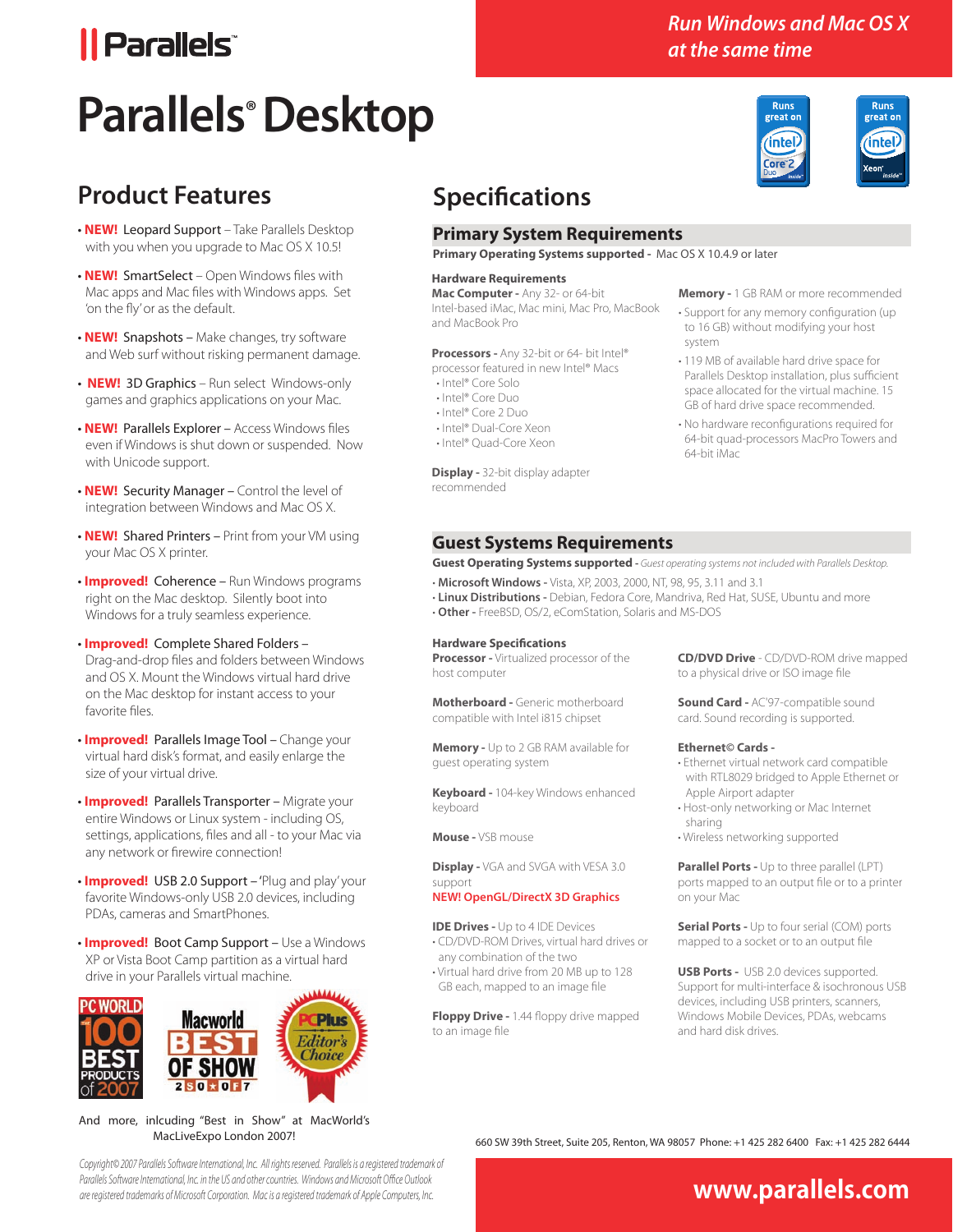# Parallels® Desktop

*Run Windows and Mac OS X at the same time*

## Product Features

- **NEW!** Leopard Support – Take Parallels Desktop with you when you upgrade to Mac OS X 10.5!
- **NEW!** SmartSelect – Open Windows files with Mac apps and Mac files with Windows apps. Set 'on the fly' or as the default.
- **NEW!** Snapshots – Make changes, try software and Web surf without risking permanent damage.
- **NEW!** 3D Graphics – Run select Windows-only games and graphics applications on your Mac.
- **NEW!** Parallels Explorer – Access Windows files even if Windows is shut down or suspended. Now with Unicode support.
- **NEW!** Security Manager – Control the level of integration between Windows and Mac OS X.
- **NEW!** Shared Printers – Print from your VM using your Mac OS X printer.
- **Improved!** Coherence – Run Windows programs right on the Mac desktop. Silently boot into Windows for a truly seamless experience.
- **Improved!** Complete Shared Folders – Drag-and-drop files and folders between Windows and OS X. Mount the Windows virtual hard drive on the Mac desktop for instant access to your favorite files.
- **Improved!** Parallels Image Tool – Change your virtual hard disk's format, and easily enlarge the size of your virtual drive.
- **Improved!** Parallels Transporter – Migrate your entire Windows or Linux system - including OS, settings, applications, files and all - to your Mac via any network or firewire connection!
- **Improved!** USB 2.0 Support – 'Plug and play' your favorite Windows-only USB 2.0 devices, including PDAs, cameras and SmartPhones.
- **Improved!** Boot Camp Support – Use a Windows XP or Vista Boot Camp partition as a virtual hard drive in your Parallels virtual machine.

And more, inlcuding "Best in Show" at MacWorld's MacLiveExpo London 2007!

## Specifications

### Primary System Requirements

**Primary Operating Systems supported -** Mac OS X 10.4.9 or later

**Hardware Requirements**

**Mac Computer -** Any 32- or 64-bit Intel-based iMac, Mac mini, Mac Pro, MacBook and MacBook Pro

**Processors -** Any 32-bit or 64- bit Intel® processor featured in new Intel® Macs

- Intel® Core Solo
- Intel® Core Duo
- Intel® Core 2 Duo
- Intel® Dual-Core Xeon
- Intel® Quad-Core Xeon

**Display -** 32-bit display adapter recommended

**Memory -** 1 GB RAM or more recommended

- Support for any memory configuration (up to 16 GB) without modifying your host system
- 119 MB of available hard drive space for Parallels Desktop installation, plus sufficient space allocated for the virtual machine. 15 GB of hard drive space recommended.
- No hardware reconfigurations required for 64-bit quad-processors MacPro Towers and 64-bit iMac

### Guest Systems Requirements

**Guest Operating Systems supported -** *Guest operating systems not included with Parallels Desktop.*

- **Microsoft Windows -** Vista, XP, 2003, 2000, NT, 98, 95, 3.11 and 3.1
- **Linux Distributions -** Debian, Fedora Core, Mandriva, Red Hat, SUSE, Ubuntu and more
- **Other -** FreeBSD, OS/2, eComStation, Solaris and MS-DOS

**Hardware Specifications**

**Processor -** Virtualized processor of the host computer

**Motherboard -** Generic motherboard compatible with Intel i815 chipset

**Memory -** Up to 2 GB RAM available for guest operating system

**Keyboard -** 104-key Windows enhanced keyboard

**Mouse -** VSB mouse

**Display -** VGA and SVGA with VESA 3.0 support
**NEW! OpenGL/DirectX 3D Graphics**

**IDE Drives -** Up to 4 IDE Devices

- CD/DVD-ROM Drives, virtual hard drives or any combination of the two
- Virtual hard drive from 20 MB up to 128 GB each, mapped to an image file

**Floppy Drive -** 1.44 floppy drive mapped to an image file

**CD/DVD Drive** - CD/DVD-ROM drive mapped to a physical drive or ISO image file

**Sound Card -** AC'97-compatible sound card. Sound recording is supported.

**Ethernet© Cards -**

- Ethernet virtual network card compatible with RTL8029 bridged to Apple Ethernet or Apple Airport adapter
- Host-only networking or Mac Internet sharing
- Wireless networking supported

**Parallel Ports -** Up to three parallel (LPT) ports mapped to an output file or to a printer on your Mac

**Serial Ports -** Up to four serial (COM) ports mapped to a socket or to an output file

**USB Ports -** USB 2.0 devices supported. Support for multi-interface & isochronous USB devices, including USB printers, scanners, Windows Mobile Devices, PDAs, webcams and hard disk drives.

660 SW 39th Street, Suite 205, Renton, WA 98057 Phone: +1 425 282 6400 Fax: +1 425 282 6444

*Copyright© 2007 Parallels Software International, Inc. All rights reserved. Parallels is a registered trademark of Parallels Software International, Inc. in the US and other countries. Windows and Microsoft Office Outlook are registered trademarks of Microsoft Corporation. Mac is a registered trademark of Apple Computers, Inc.*

**www.parallels.com**